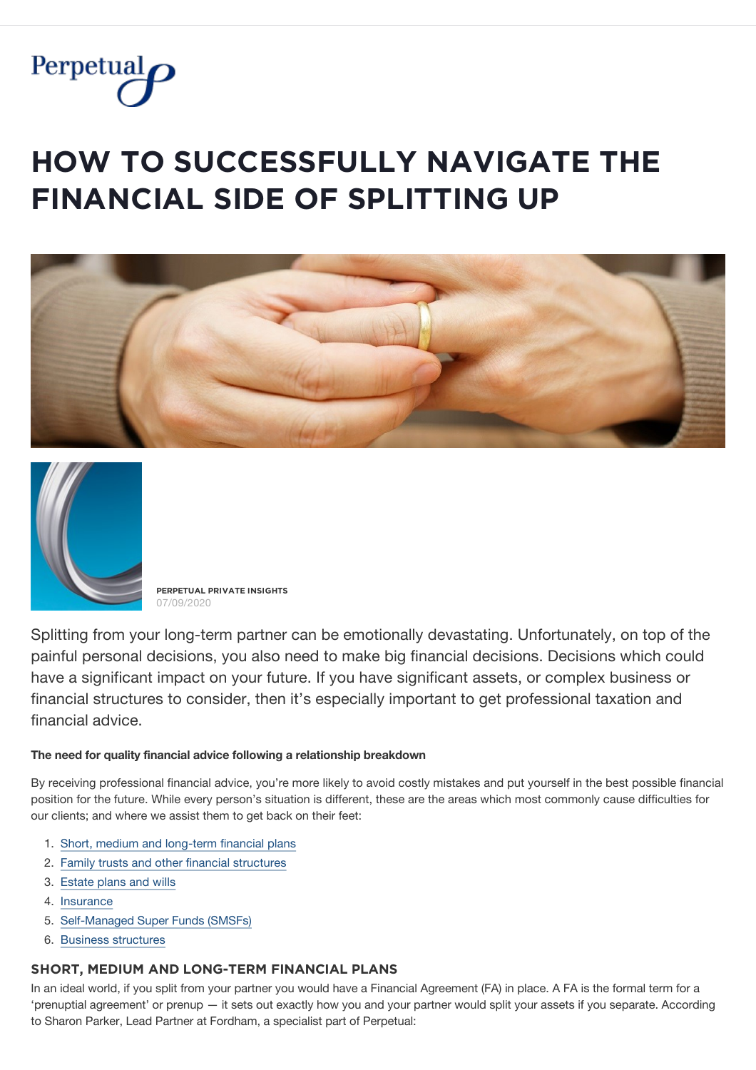Perpetual

# HOW TO SUCCESSFULLY NAVIGATE THE FINANCIAL SIDE OF SPLITTING UP

**PERPETUAL PRIVATE INSIGHTS**
07/09/2020

Splitting from your long-term partner can be emotionally devastating. Unfortunately, on top of the painful personal decisions, you also need to make big financial decisions. Decisions which could have a significant impact on your future. If you have significant assets, or complex business or financial structures to consider, then it's especially important to get professional taxation and financial advice.

**The need for quality financial advice following a relationship breakdown**

By receiving professional financial advice, you're more likely to avoid costly mistakes and put yourself in the best possible financial position for the future. While every person's situation is different, these are the areas which most commonly cause difficulties for our clients; and where we assist them to get back on their feet:

1. Short, medium and long-term financial plans
2. Family trusts and other financial structures
3. Estate plans and wills
4. Insurance
5. Self-Managed Super Funds (SMSFs)
6. Business structures

## SHORT, MEDIUM AND LONG-TERM FINANCIAL PLANS

In an ideal world, if you split from your partner you would have a Financial Agreement (FA) in place. A FA is the formal term for a 'prenuptial agreement' or prenup — it sets out exactly how you and your partner would split your assets if you separate. According to Sharon Parker, Lead Partner at Fordham, a specialist part of Perpetual: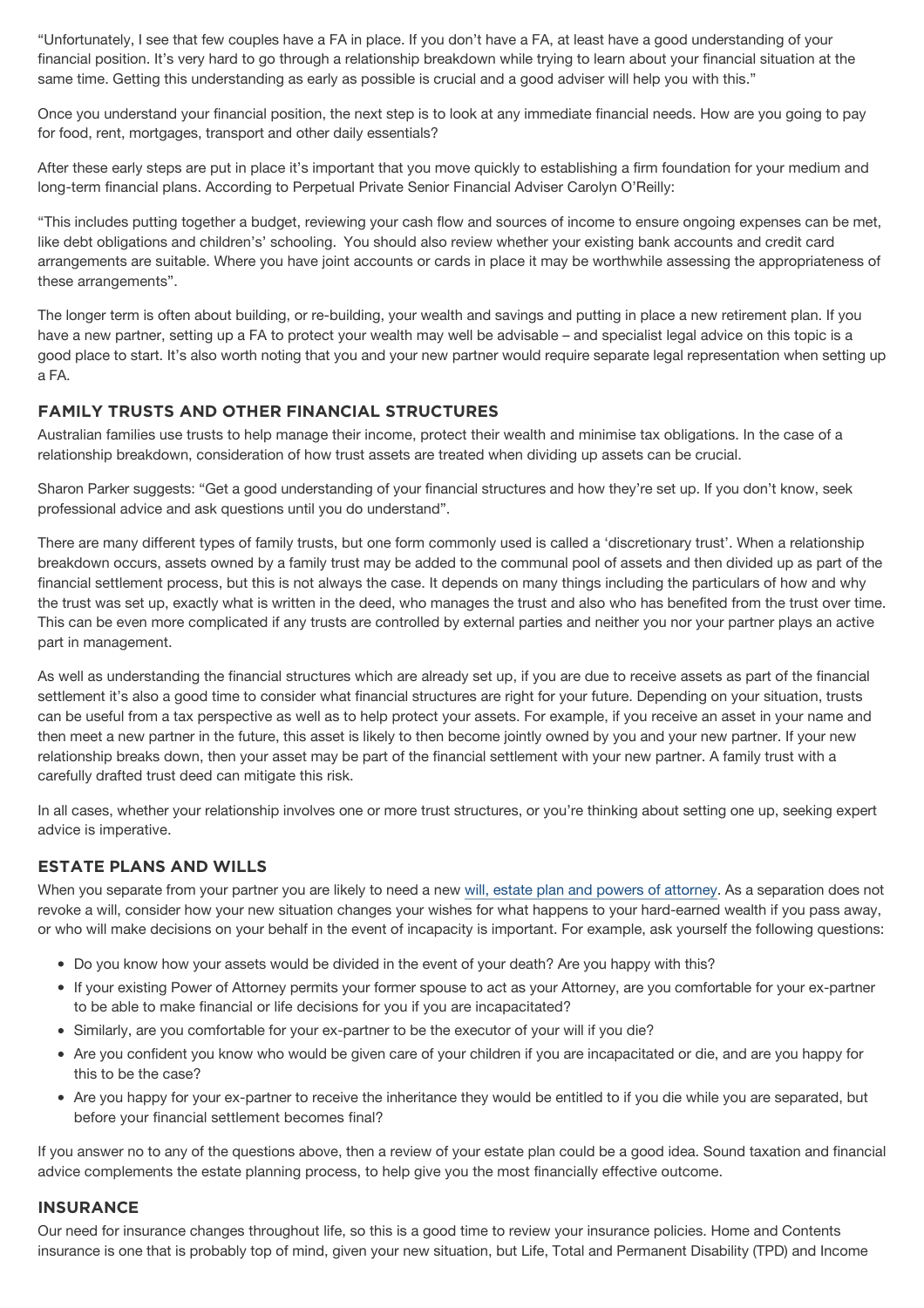"Unfortunately, I see that few couples have a FA in place. If you don't have a FA, at least have a good understanding of your financial position. It's very hard to go through a relationship breakdown while trying to learn about your financial situation at the same time. Getting this understanding as early as possible is crucial and a good adviser will help you with this."

Once you understand your financial position, the next step is to look at any immediate financial needs. How are you going to pay for food, rent, mortgages, transport and other daily essentials?

After these early steps are put in place it's important that you move quickly to establishing a firm foundation for your medium and long-term financial plans. According to Perpetual Private Senior Financial Adviser Carolyn O'Reilly:

"This includes putting together a budget, reviewing your cash flow and sources of income to ensure ongoing expenses can be met, like debt obligations and children's' schooling. You should also review whether your existing bank accounts and credit card arrangements are suitable. Where you have joint accounts or cards in place it may be worthwhile assessing the appropriateness of these arrangements".

The longer term is often about building, or re-building, your wealth and savings and putting in place a new retirement plan. If you have a new partner, setting up a FA to protect your wealth may well be advisable – and specialist legal advice on this topic is a good place to start. It's also worth noting that you and your new partner would require separate legal representation when setting up a FA.

## FAMILY TRUSTS AND OTHER FINANCIAL STRUCTURES

Australian families use trusts to help manage their income, protect their wealth and minimise tax obligations. In the case of a relationship breakdown, consideration of how trust assets are treated when dividing up assets can be crucial.

Sharon Parker suggests: "Get a good understanding of your financial structures and how they're set up. If you don't know, seek professional advice and ask questions until you do understand".

There are many different types of family trusts, but one form commonly used is called a 'discretionary trust'. When a relationship breakdown occurs, assets owned by a family trust may be added to the communal pool of assets and then divided up as part of the financial settlement process, but this is not always the case. It depends on many things including the particulars of how and why the trust was set up, exactly what is written in the deed, who manages the trust and also who has benefited from the trust over time. This can be even more complicated if any trusts are controlled by external parties and neither you nor your partner plays an active part in management.

As well as understanding the financial structures which are already set up, if you are due to receive assets as part of the financial settlement it's also a good time to consider what financial structures are right for your future. Depending on your situation, trusts can be useful from a tax perspective as well as to help protect your assets. For example, if you receive an asset in your name and then meet a new partner in the future, this asset is likely to then become jointly owned by you and your new partner. If your new relationship breaks down, then your asset may be part of the financial settlement with your new partner. A family trust with a carefully drafted trust deed can mitigate this risk.

In all cases, whether your relationship involves one or more trust structures, or you're thinking about setting one up, seeking expert advice is imperative.

## ESTATE PLANS AND WILLS

When you separate from your partner you are likely to need a new will, estate plan and powers of attorney. As a separation does not revoke a will, consider how your new situation changes your wishes for what happens to your hard-earned wealth if you pass away, or who will make decisions on your behalf in the event of incapacity is important. For example, ask yourself the following questions:

- Do you know how your assets would be divided in the event of your death? Are you happy with this?
- If your existing Power of Attorney permits your former spouse to act as your Attorney, are you comfortable for your ex-partner to be able to make financial or life decisions for you if you are incapacitated?
- Similarly, are you comfortable for your ex-partner to be the executor of your will if you die?
- Are you confident you know who would be given care of your children if you are incapacitated or die, and are you happy for this to be the case?
- Are you happy for your ex-partner to receive the inheritance they would be entitled to if you die while you are separated, but before your financial settlement becomes final?

If you answer no to any of the questions above, then a review of your estate plan could be a good idea. Sound taxation and financial advice complements the estate planning process, to help give you the most financially effective outcome.

## INSURANCE

Our need for insurance changes throughout life, so this is a good time to review your insurance policies. Home and Contents insurance is one that is probably top of mind, given your new situation, but Life, Total and Permanent Disability (TPD) and Income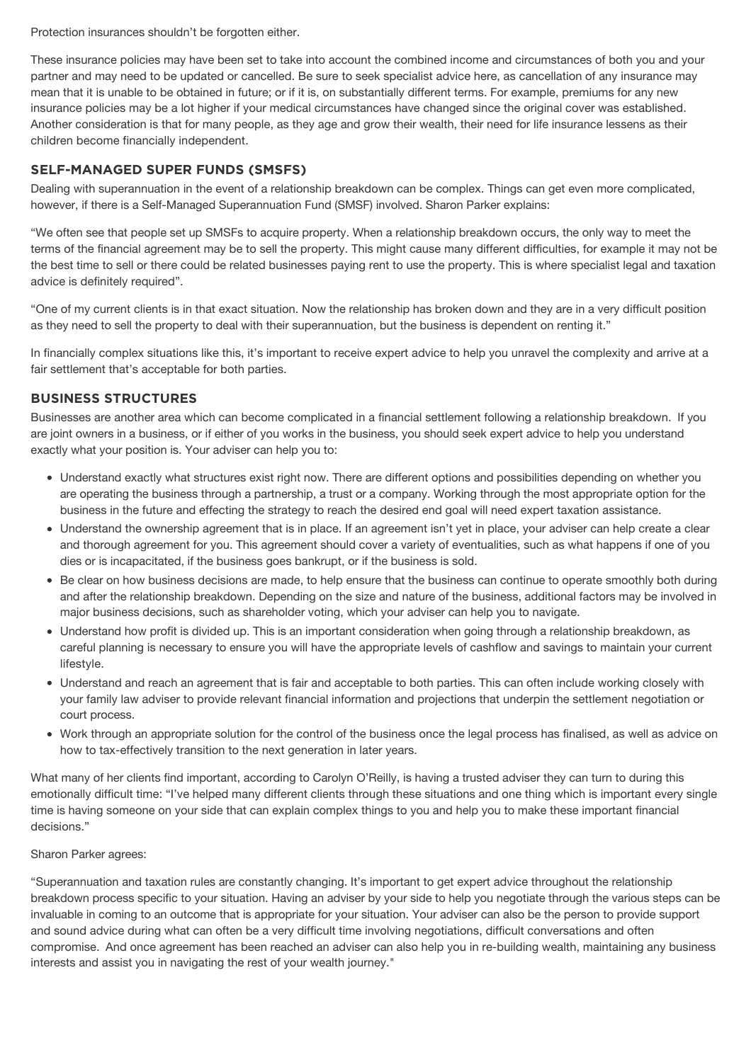Protection insurances shouldn't be forgotten either.

These insurance policies may have been set to take into account the combined income and circumstances of both you and your partner and may need to be updated or cancelled. Be sure to seek specialist advice here, as cancellation of any insurance may mean that it is unable to be obtained in future; or if it is, on substantially different terms. For example, premiums for any new insurance policies may be a lot higher if your medical circumstances have changed since the original cover was established. Another consideration is that for many people, as they age and grow their wealth, their need for life insurance lessens as their children become financially independent.

## SELF-MANAGED SUPER FUNDS (SMSFS)

Dealing with superannuation in the event of a relationship breakdown can be complex. Things can get even more complicated, however, if there is a Self-Managed Superannuation Fund (SMSF) involved. Sharon Parker explains:

"We often see that people set up SMSFs to acquire property. When a relationship breakdown occurs, the only way to meet the terms of the financial agreement may be to sell the property. This might cause many different difficulties, for example it may not be the best time to sell or there could be related businesses paying rent to use the property. This is where specialist legal and taxation advice is definitely required".

"One of my current clients is in that exact situation. Now the relationship has broken down and they are in a very difficult position as they need to sell the property to deal with their superannuation, but the business is dependent on renting it."

In financially complex situations like this, it's important to receive expert advice to help you unravel the complexity and arrive at a fair settlement that's acceptable for both parties.

## BUSINESS STRUCTURES

Businesses are another area which can become complicated in a financial settlement following a relationship breakdown. If you are joint owners in a business, or if either of you works in the business, you should seek expert advice to help you understand exactly what your position is. Your adviser can help you to:

- Understand exactly what structures exist right now. There are different options and possibilities depending on whether you are operating the business through a partnership, a trust or a company. Working through the most appropriate option for the business in the future and effecting the strategy to reach the desired end goal will need expert taxation assistance.
- Understand the ownership agreement that is in place. If an agreement isn't yet in place, your adviser can help create a clear and thorough agreement for you. This agreement should cover a variety of eventualities, such as what happens if one of you dies or is incapacitated, if the business goes bankrupt, or if the business is sold.
- Be clear on how business decisions are made, to help ensure that the business can continue to operate smoothly both during and after the relationship breakdown. Depending on the size and nature of the business, additional factors may be involved in major business decisions, such as shareholder voting, which your adviser can help you to navigate.
- Understand how profit is divided up. This is an important consideration when going through a relationship breakdown, as careful planning is necessary to ensure you will have the appropriate levels of cashflow and savings to maintain your current lifestyle.
- Understand and reach an agreement that is fair and acceptable to both parties. This can often include working closely with your family law adviser to provide relevant financial information and projections that underpin the settlement negotiation or court process.
- Work through an appropriate solution for the control of the business once the legal process has finalised, as well as advice on how to tax-effectively transition to the next generation in later years.

What many of her clients find important, according to Carolyn O'Reilly, is having a trusted adviser they can turn to during this emotionally difficult time: "I've helped many different clients through these situations and one thing which is important every single time is having someone on your side that can explain complex things to you and help you to make these important financial decisions."

Sharon Parker agrees:

"Superannuation and taxation rules are constantly changing. It's important to get expert advice throughout the relationship breakdown process specific to your situation. Having an adviser by your side to help you negotiate through the various steps can be invaluable in coming to an outcome that is appropriate for your situation. Your adviser can also be the person to provide support and sound advice during what can often be a very difficult time involving negotiations, difficult conversations and often compromise. And once agreement has been reached an adviser can also help you in re-building wealth, maintaining any business interests and assist you in navigating the rest of your wealth journey."